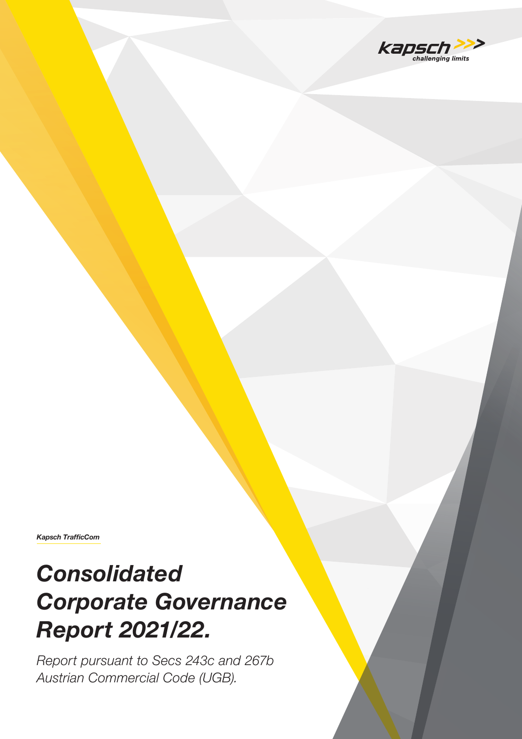kapsch >>> challenging limits

*Kapsch TrafficCom*

# *Consolidated Corporate Governance Report 2021/22.*

*Report pursuant to Secs 243c and 267b Austrian Commercial Code (UGB).*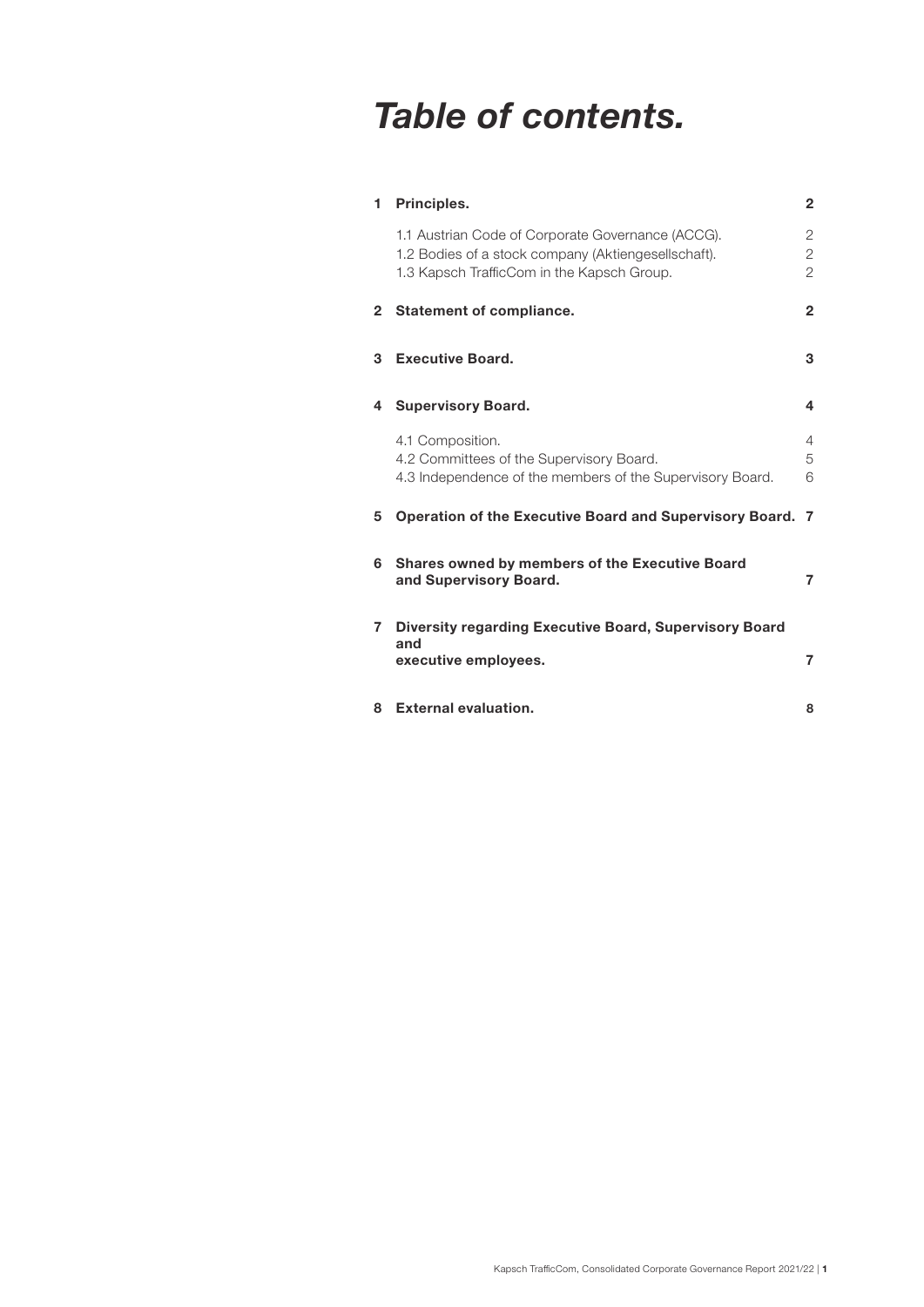# *Table of contents.*

| | | |
|---|---|---|
| **1** | **Principles.** | **2** |
| | 1.1 Austrian Code of Corporate Governance (ACCG). | 2 |
| | 1.2 Bodies of a stock company (Aktiengesellschaft). | 2 |
| | 1.3 Kapsch TrafficCom in the Kapsch Group. | 2 |
| **2** | **Statement of compliance.** | **2** |
| **3** | **Executive Board.** | **3** |
| **4** | **Supervisory Board.** | **4** |
| | 4.1 Composition. | 4 |
| | 4.2 Committees of the Supervisory Board. | 5 |
| | 4.3 Independence of the members of the Supervisory Board. | 6 |
| **5** | **Operation of the Executive Board and Supervisory Board.** | **7** |
| **6** | **Shares owned by members of the Executive Board and Supervisory Board.** | **7** |
| **7** | **Diversity regarding Executive Board, Supervisory Board and executive employees.** | **7** |
| **8** | **External evaluation.** | **8** |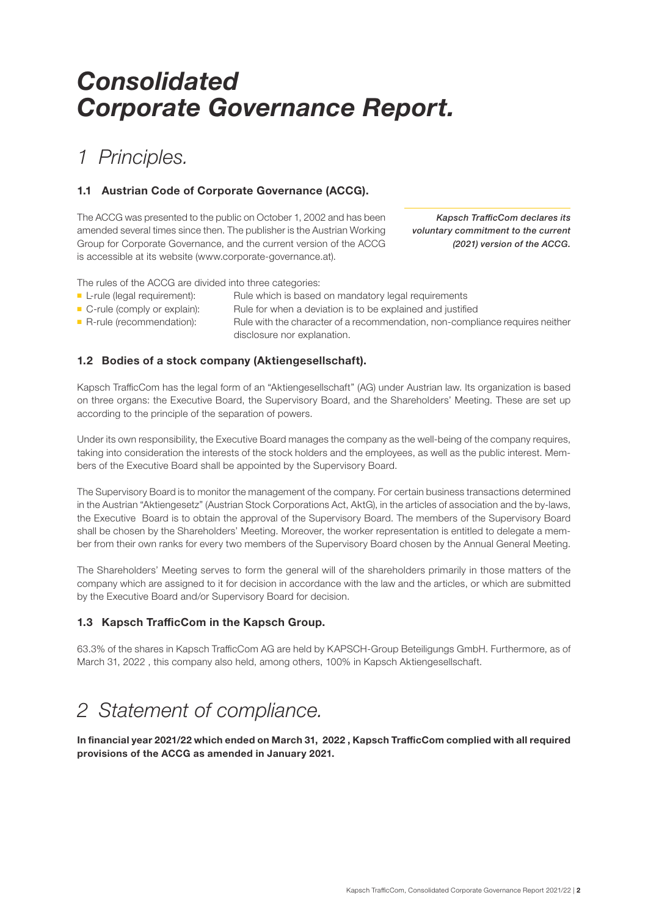# *Consolidated Corporate Governance Report.*

## *1 Principles.*

### 1.1 Austrian Code of Corporate Governance (ACCG).

The ACCG was presented to the public on October 1, 2002 and has been amended several times since then. The publisher is the Austrian Working Group for Corporate Governance, and the current version of the ACCG is accessible at its website (www.corporate-governance.at).

***Kapsch TrafficCom declares its voluntary commitment to the current (2021) version of the ACCG.***

The rules of the ACCG are divided into three categories:

- L-rule (legal requirement): Rule which is based on mandatory legal requirements
- C-rule (comply or explain): Rule for when a deviation is to be explained and justified
- R-rule (recommendation): Rule with the character of a recommendation, non-compliance requires neither disclosure nor explanation.

### 1.2 Bodies of a stock company (Aktiengesellschaft).

Kapsch TrafficCom has the legal form of an "Aktiengesellschaft" (AG) under Austrian law. Its organization is based on three organs: the Executive Board, the Supervisory Board, and the Shareholders' Meeting. These are set up according to the principle of the separation of powers.

Under its own responsibility, the Executive Board manages the company as the well-being of the company requires, taking into consideration the interests of the stock holders and the employees, as well as the public interest. Members of the Executive Board shall be appointed by the Supervisory Board.

The Supervisory Board is to monitor the management of the company. For certain business transactions determined in the Austrian "Aktiengesetz" (Austrian Stock Corporations Act, AktG), in the articles of association and the by-laws, the Executive Board is to obtain the approval of the Supervisory Board. The members of the Supervisory Board shall be chosen by the Shareholders' Meeting. Moreover, the worker representation is entitled to delegate a member from their own ranks for every two members of the Supervisory Board chosen by the Annual General Meeting.

The Shareholders' Meeting serves to form the general will of the shareholders primarily in those matters of the company which are assigned to it for decision in accordance with the law and the articles, or which are submitted by the Executive Board and/or Supervisory Board for decision.

### 1.3 Kapsch TrafficCom in the Kapsch Group.

63.3% of the shares in Kapsch TrafficCom AG are held by KAPSCH-Group Beteiligungs GmbH. Furthermore, as of March 31, 2022 , this company also held, among others, 100% in Kapsch Aktiengesellschaft.

## *2 Statement of compliance.*

**In financial year 2021/22 which ended on March 31, 2022 , Kapsch TrafficCom complied with all required provisions of the ACCG as amended in January 2021.**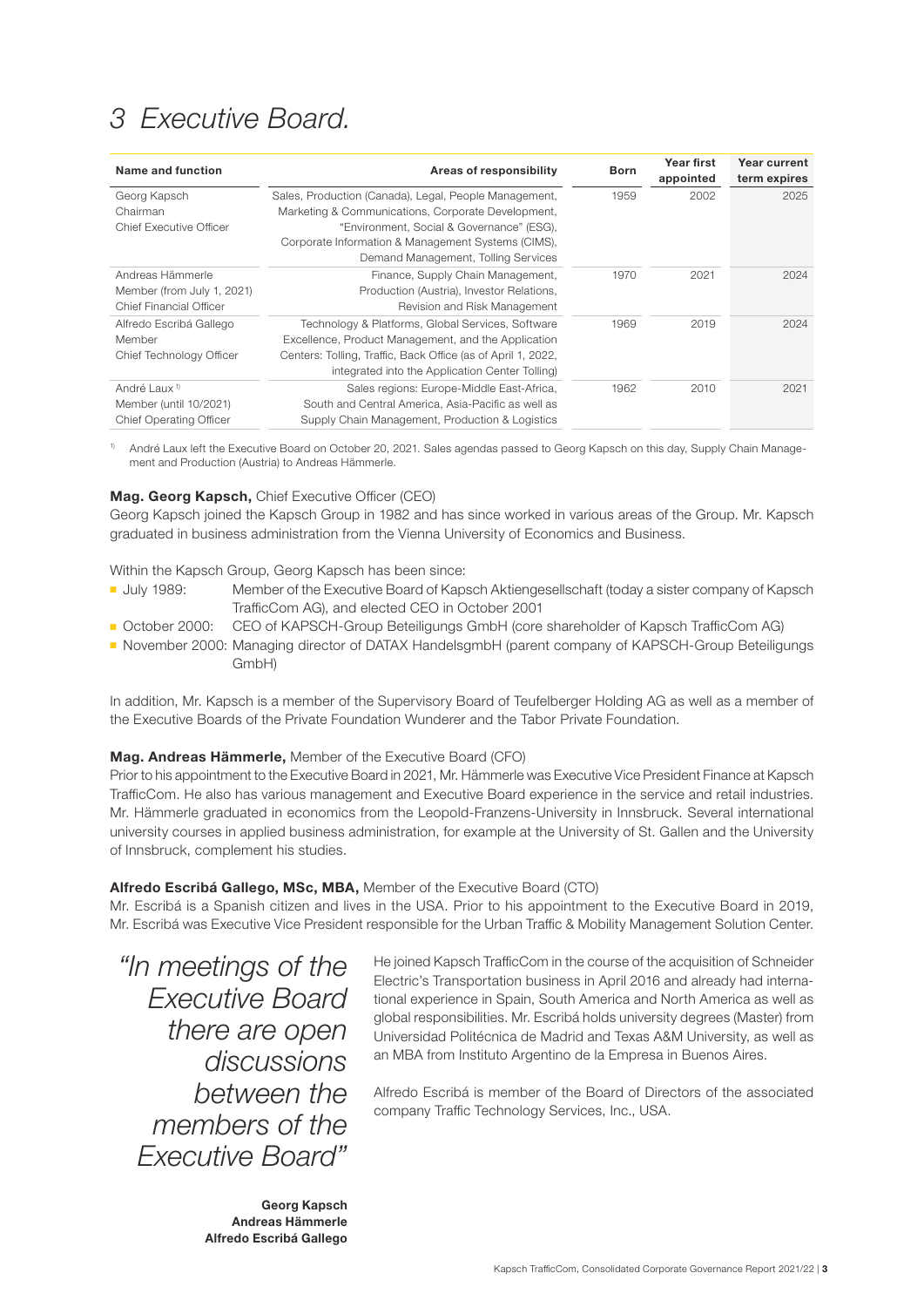# 3 Executive Board.

| Name and function | Areas of responsibility | Born | Year first appointed | Year current term expires |
|---|---|---|---|---|
| Georg Kapsch<br>Chairman<br>Chief Executive Officer | Sales, Production (Canada), Legal, People Management, Marketing & Communications, Corporate Development, "Environment, Social & Governance" (ESG), Corporate Information & Management Systems (CIMS), Demand Management, Tolling Services | 1959 | 2002 | 2025 |
| Andreas Hämmerle<br>Member (from July 1, 2021)<br>Chief Financial Officer | Finance, Supply Chain Management, Production (Austria), Investor Relations, Revision and Risk Management | 1970 | 2021 | 2024 |
| Alfredo Escribá Gallego<br>Member<br>Chief Technology Officer | Technology & Platforms, Global Services, Software Excellence, Product Management, and the Application Centers: Tolling, Traffic, Back Office (as of April 1, 2022, integrated into the Application Center Tolling) | 1969 | 2019 | 2024 |
| André Laux [1]<br>Member (until 10/2021)<br>Chief Operating Officer | Sales regions: Europe-Middle East-Africa, South and Central America, Asia-Pacific as well as Supply Chain Management, Production & Logistics | 1962 | 2010 | 2021 |

[1] André Laux left the Executive Board on October 20, 2021. Sales agendas passed to Georg Kapsch on this day, Supply Chain Management and Production (Austria) to Andreas Hämmerle.

**Mag. Georg Kapsch,** Chief Executive Officer (CEO)
Georg Kapsch joined the Kapsch Group in 1982 and has since worked in various areas of the Group. Mr. Kapsch graduated in business administration from the Vienna University of Economics and Business.

Within the Kapsch Group, Georg Kapsch has been since:

- July 1989: Member of the Executive Board of Kapsch Aktiengesellschaft (today a sister company of Kapsch TrafficCom AG), and elected CEO in October 2001
- October 2000: CEO of KAPSCH-Group Beteiligungs GmbH (core shareholder of Kapsch TrafficCom AG)
- November 2000: Managing director of DATAX HandelsgmbH (parent company of KAPSCH-Group Beteiligungs GmbH)

In addition, Mr. Kapsch is a member of the Supervisory Board of Teufelberger Holding AG as well as a member of the Executive Boards of the Private Foundation Wunderer and the Tabor Private Foundation.

**Mag. Andreas Hämmerle,** Member of the Executive Board (CFO)
Prior to his appointment to the Executive Board in 2021, Mr. Hämmerle was Executive Vice President Finance at Kapsch TrafficCom. He also has various management and Executive Board experience in the service and retail industries. Mr. Hämmerle graduated in economics from the Leopold-Franzens-University in Innsbruck. Several international university courses in applied business administration, for example at the University of St. Gallen and the University of Innsbruck, complement his studies.

**Alfredo Escribá Gallego, MSc, MBA,** Member of the Executive Board (CTO)
Mr. Escribá is a Spanish citizen and lives in the USA. Prior to his appointment to the Executive Board in 2019, Mr. Escribá was Executive Vice President responsible for the Urban Traffic & Mobility Management Solution Center.

He joined Kapsch TrafficCom in the course of the acquisition of Schneider Electric's Transportation business in April 2016 and already had international experience in Spain, South America and North America as well as global responsibilities. Mr. Escribá holds university degrees (Master) from Universidad Politécnica de Madrid and Texas A&M University, as well as an MBA from Instituto Argentino de la Empresa in Buenos Aires.

Alfredo Escribá is member of the Board of Directors of the associated company Traffic Technology Services, Inc., USA.

*"In meetings of the Executive Board there are open discussions between the members of the Executive Board"*

**Georg Kapsch**
**Andreas Hämmerle**
**Alfredo Escribá Gallego**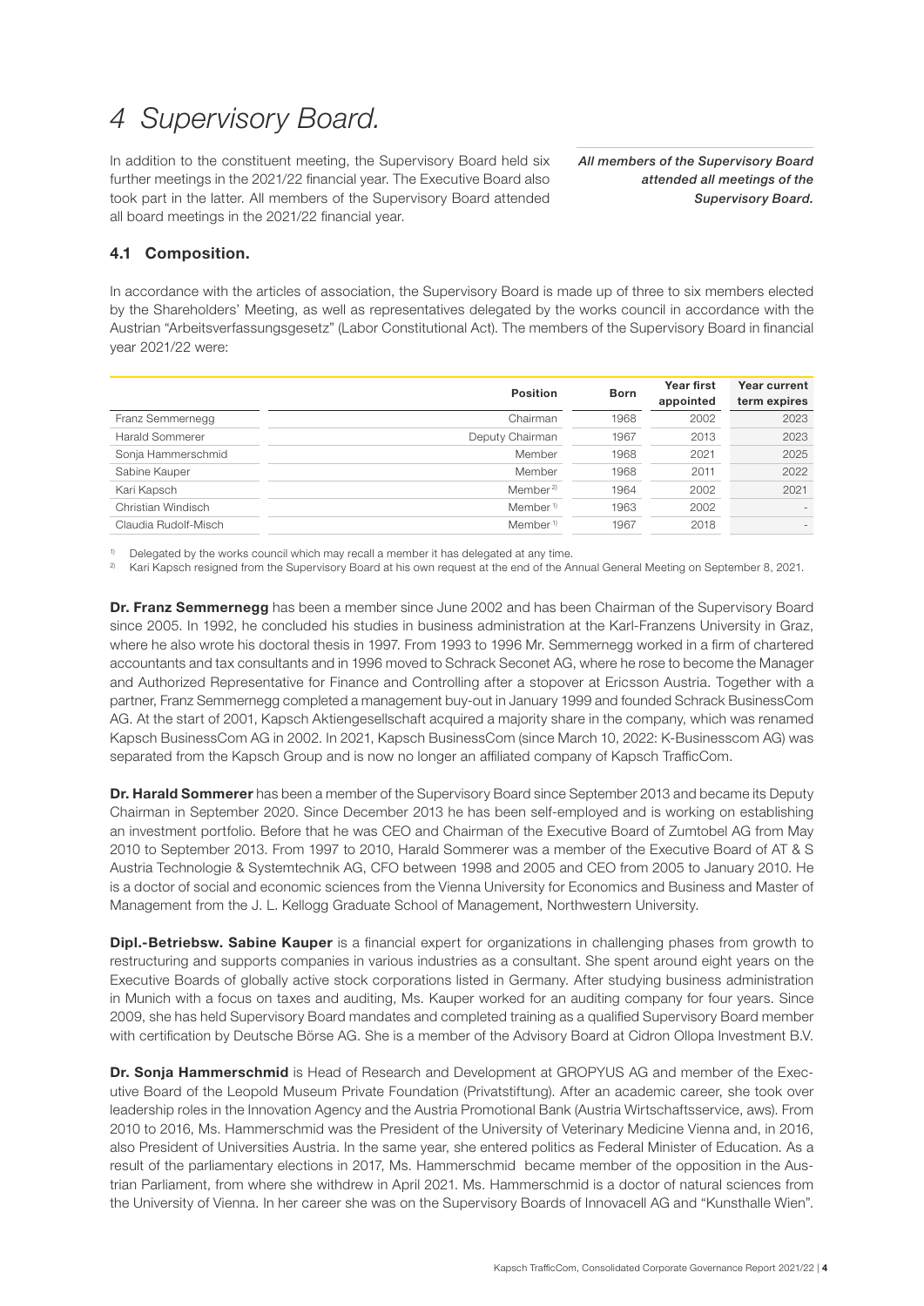# 4 Supervisory Board.

In addition to the constituent meeting, the Supervisory Board held six further meetings in the 2021/22 financial year. The Executive Board also took part in the latter. All members of the Supervisory Board attended all board meetings in the 2021/22 financial year.

*All members of the Supervisory Board attended all meetings of the Supervisory Board.*

## 4.1 Composition.

In accordance with the articles of association, the Supervisory Board is made up of three to six members elected by the Shareholders' Meeting, as well as representatives delegated by the works council in accordance with the Austrian "Arbeitsverfassungsgesetz" (Labor Constitutional Act). The members of the Supervisory Board in financial year 2021/22 were:

| | Position | Born | Year first appointed | Year current term expires |
|---|---|---|---|---|
| Franz Semmernegg | Chairman | 1968 | 2002 | 2023 |
| Harald Sommerer | Deputy Chairman | 1967 | 2013 | 2023 |
| Sonja Hammerschmid | Member | 1968 | 2021 | 2025 |
| Sabine Kauper | Member | 1968 | 2011 | 2022 |
| Kari Kapsch | Member [2] | 1964 | 2002 | 2021 |
| Christian Windisch | Member [1] | 1963 | 2002 | - |
| Claudia Rudolf-Misch | Member [1] | 1967 | 2018 | - |

[1] Delegated by the works council which may recall a member it has delegated at any time.
[2] Kari Kapsch resigned from the Supervisory Board at his own request at the end of the Annual General Meeting on September 8, 2021.

**Dr. Franz Semmernegg** has been a member since June 2002 and has been Chairman of the Supervisory Board since 2005. In 1992, he concluded his studies in business administration at the Karl-Franzens University in Graz, where he also wrote his doctoral thesis in 1997. From 1993 to 1996 Mr. Semmernegg worked in a firm of chartered accountants and tax consultants and in 1996 moved to Schrack Seconet AG, where he rose to become the Manager and Authorized Representative for Finance and Controlling after a stopover at Ericsson Austria. Together with a partner, Franz Semmernegg completed a management buy-out in January 1999 and founded Schrack BusinessCom AG. At the start of 2001, Kapsch Aktiengesellschaft acquired a majority share in the company, which was renamed Kapsch BusinessCom AG in 2002. In 2021, Kapsch BusinessCom (since March 10, 2022: K-Businesscom AG) was separated from the Kapsch Group and is now no longer an affiliated company of Kapsch TrafficCom.

**Dr. Harald Sommerer** has been a member of the Supervisory Board since September 2013 and became its Deputy Chairman in September 2020. Since December 2013 he has been self-employed and is working on establishing an investment portfolio. Before that he was CEO and Chairman of the Executive Board of Zumtobel AG from May 2010 to September 2013. From 1997 to 2010, Harald Sommerer was a member of the Executive Board of AT & S Austria Technologie & Systemtechnik AG, CFO between 1998 and 2005 and CEO from 2005 to January 2010. He is a doctor of social and economic sciences from the Vienna University for Economics and Business and Master of Management from the J. L. Kellogg Graduate School of Management, Northwestern University.

**Dipl.-Betriebsw. Sabine Kauper** is a financial expert for organizations in challenging phases from growth to restructuring and supports companies in various industries as a consultant. She spent around eight years on the Executive Boards of globally active stock corporations listed in Germany. After studying business administration in Munich with a focus on taxes and auditing, Ms. Kauper worked for an auditing company for four years. Since 2009, she has held Supervisory Board mandates and completed training as a qualified Supervisory Board member with certification by Deutsche Börse AG. She is a member of the Advisory Board at Cidron Ollopa Investment B.V.

**Dr. Sonja Hammerschmid** is Head of Research and Development at GROPYUS AG and member of the Executive Board of the Leopold Museum Private Foundation (Privatstiftung). After an academic career, she took over leadership roles in the Innovation Agency and the Austria Promotional Bank (Austria Wirtschaftsservice, aws). From 2010 to 2016, Ms. Hammerschmid was the President of the University of Veterinary Medicine Vienna and, in 2016, also President of Universities Austria. In the same year, she entered politics as Federal Minister of Education. As a result of the parliamentary elections in 2017, Ms. Hammerschmid became member of the opposition in the Austrian Parliament, from where she withdrew in April 2021. Ms. Hammerschmid is a doctor of natural sciences from the University of Vienna. In her career she was on the Supervisory Boards of Innovacell AG and "Kunsthalle Wien".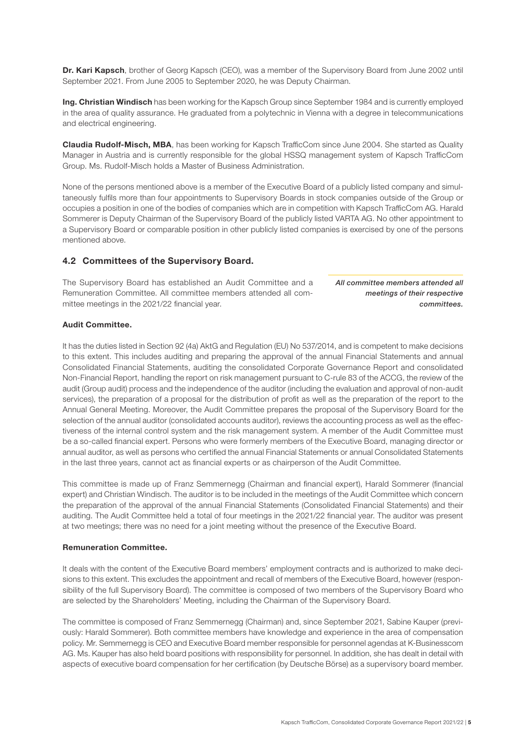**Dr. Kari Kapsch**, brother of Georg Kapsch (CEO), was a member of the Supervisory Board from June 2002 until September 2021. From June 2005 to September 2020, he was Deputy Chairman.

**Ing. Christian Windisch** has been working for the Kapsch Group since September 1984 and is currently employed in the area of quality assurance. He graduated from a polytechnic in Vienna with a degree in telecommunications and electrical engineering.

**Claudia Rudolf-Misch, MBA**, has been working for Kapsch TrafficCom since June 2004. She started as Quality Manager in Austria and is currently responsible for the global HSSQ management system of Kapsch TrafficCom Group. Ms. Rudolf-Misch holds a Master of Business Administration.

None of the persons mentioned above is a member of the Executive Board of a publicly listed company and simultaneously fulfils more than four appointments to Supervisory Boards in stock companies outside of the Group or occupies a position in one of the bodies of companies which are in competition with Kapsch TrafficCom AG. Harald Sommerer is Deputy Chairman of the Supervisory Board of the publicly listed VARTA AG. No other appointment to a Supervisory Board or comparable position in other publicly listed companies is exercised by one of the persons mentioned above.

## 4.2 Committees of the Supervisory Board.

The Supervisory Board has established an Audit Committee and a Remuneration Committee. All committee members attended all committee meetings in the 2021/22 financial year.

*All committee members attended all meetings of their respective committees.*

### Audit Committee.

It has the duties listed in Section 92 (4a) AktG and Regulation (EU) No 537/2014, and is competent to make decisions to this extent. This includes auditing and preparing the approval of the annual Financial Statements and annual Consolidated Financial Statements, auditing the consolidated Corporate Governance Report and consolidated Non-Financial Report, handling the report on risk management pursuant to C-rule 83 of the ACCG, the review of the audit (Group audit) process and the independence of the auditor (including the evaluation and approval of non-audit services), the preparation of a proposal for the distribution of profit as well as the preparation of the report to the Annual General Meeting. Moreover, the Audit Committee prepares the proposal of the Supervisory Board for the selection of the annual auditor (consolidated accounts auditor), reviews the accounting process as well as the effectiveness of the internal control system and the risk management system. A member of the Audit Committee must be a so-called financial expert. Persons who were formerly members of the Executive Board, managing director or annual auditor, as well as persons who certified the annual Financial Statements or annual Consolidated Statements in the last three years, cannot act as financial experts or as chairperson of the Audit Committee.

This committee is made up of Franz Semmernegg (Chairman and financial expert), Harald Sommerer (financial expert) and Christian Windisch. The auditor is to be included in the meetings of the Audit Committee which concern the preparation of the approval of the annual Financial Statements (Consolidated Financial Statements) and their auditing. The Audit Committee held a total of four meetings in the 2021/22 financial year. The auditor was present at two meetings; there was no need for a joint meeting without the presence of the Executive Board.

### Remuneration Committee.

It deals with the content of the Executive Board members' employment contracts and is authorized to make decisions to this extent. This excludes the appointment and recall of members of the Executive Board, however (responsibility of the full Supervisory Board). The committee is composed of two members of the Supervisory Board who are selected by the Shareholders' Meeting, including the Chairman of the Supervisory Board.

The committee is composed of Franz Semmernegg (Chairman) and, since September 2021, Sabine Kauper (previously: Harald Sommerer). Both committee members have knowledge and experience in the area of compensation policy. Mr. Semmernegg is CEO and Executive Board member responsible for personnel agendas at K-Businesscom AG. Ms. Kauper has also held board positions with responsibility for personnel. In addition, she has dealt in detail with aspects of executive board compensation for her certification (by Deutsche Börse) as a supervisory board member.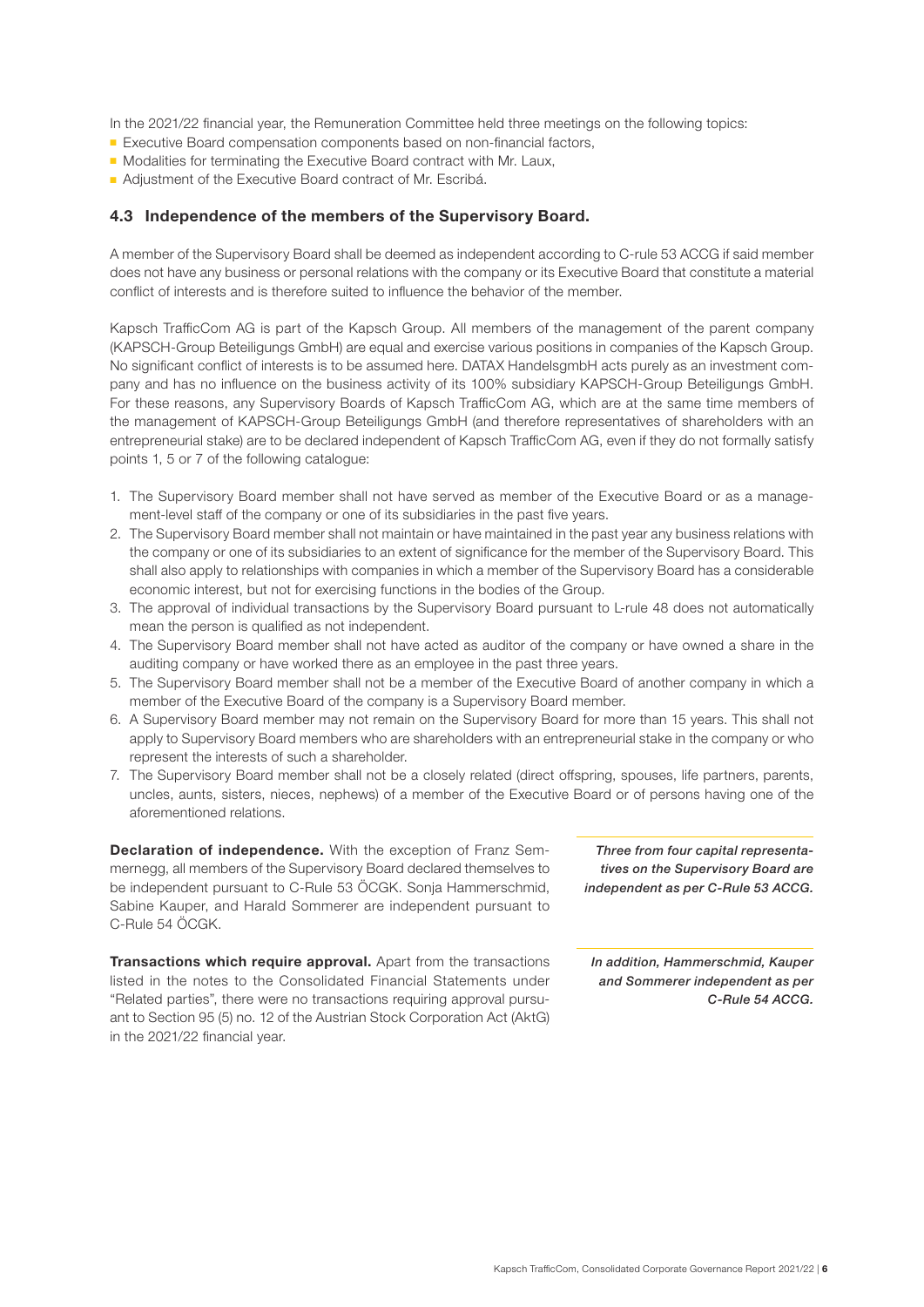In the 2021/22 financial year, the Remuneration Committee held three meetings on the following topics:

- Executive Board compensation components based on non-financial factors,
- Modalities for terminating the Executive Board contract with Mr. Laux,
- Adjustment of the Executive Board contract of Mr. Escribá.

### 4.3 Independence of the members of the Supervisory Board.

A member of the Supervisory Board shall be deemed as independent according to C-rule 53 ACCG if said member does not have any business or personal relations with the company or its Executive Board that constitute a material conflict of interests and is therefore suited to influence the behavior of the member.

Kapsch TrafficCom AG is part of the Kapsch Group. All members of the management of the parent company (KAPSCH-Group Beteiligungs GmbH) are equal and exercise various positions in companies of the Kapsch Group. No significant conflict of interests is to be assumed here. DATAX HandelsgmbH acts purely as an investment company and has no influence on the business activity of its 100% subsidiary KAPSCH-Group Beteiligungs GmbH. For these reasons, any Supervisory Boards of Kapsch TrafficCom AG, which are at the same time members of the management of KAPSCH-Group Beteiligungs GmbH (and therefore representatives of shareholders with an entrepreneurial stake) are to be declared independent of Kapsch TrafficCom AG, even if they do not formally satisfy points 1, 5 or 7 of the following catalogue:

1. The Supervisory Board member shall not have served as member of the Executive Board or as a management-level staff of the company or one of its subsidiaries in the past five years.
2. The Supervisory Board member shall not maintain or have maintained in the past year any business relations with the company or one of its subsidiaries to an extent of significance for the member of the Supervisory Board. This shall also apply to relationships with companies in which a member of the Supervisory Board has a considerable economic interest, but not for exercising functions in the bodies of the Group.
3. The approval of individual transactions by the Supervisory Board pursuant to L-rule 48 does not automatically mean the person is qualified as not independent.
4. The Supervisory Board member shall not have acted as auditor of the company or have owned a share in the auditing company or have worked there as an employee in the past three years.
5. The Supervisory Board member shall not be a member of the Executive Board of another company in which a member of the Executive Board of the company is a Supervisory Board member.
6. A Supervisory Board member may not remain on the Supervisory Board for more than 15 years. This shall not apply to Supervisory Board members who are shareholders with an entrepreneurial stake in the company or who represent the interests of such a shareholder.
7. The Supervisory Board member shall not be a closely related (direct offspring, spouses, life partners, parents, uncles, aunts, sisters, nieces, nephews) of a member of the Executive Board or of persons having one of the aforementioned relations.

**Declaration of independence.** With the exception of Franz Semmernegg, all members of the Supervisory Board declared themselves to be independent pursuant to C-Rule 53 ÖCGK. Sonja Hammerschmid, Sabine Kauper, and Harald Sommerer are independent pursuant to C-Rule 54 ÖCGK.

*Three from four capital representatives on the Supervisory Board are independent as per C-Rule 53 ACCG.*

**Transactions which require approval.** Apart from the transactions listed in the notes to the Consolidated Financial Statements under "Related parties", there were no transactions requiring approval pursuant to Section 95 (5) no. 12 of the Austrian Stock Corporation Act (AktG) in the 2021/22 financial year.

*In addition, Hammerschmid, Kauper and Sommerer independent as per C-Rule 54 ACCG.*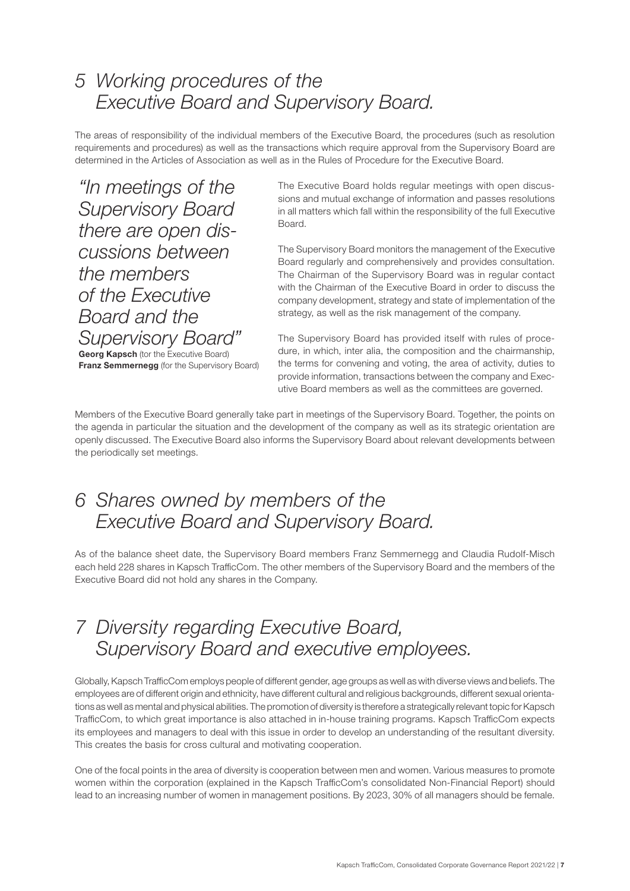# *5 Working procedures of the Executive Board and Supervisory Board.*

The areas of responsibility of the individual members of the Executive Board, the procedures (such as resolution requirements and procedures) as well as the transactions which require approval from the Supervisory Board are determined in the Articles of Association as well as in the Rules of Procedure for the Executive Board.

*"In meetings of the Supervisory Board there are open discussions between the members of the Executive Board and the Supervisory Board"*
**Georg Kapsch** (for the Executive Board)
**Franz Semmernegg** (for the Supervisory Board)

The Executive Board holds regular meetings with open discussions and mutual exchange of information and passes resolutions in all matters which fall within the responsibility of the full Executive Board.

The Supervisory Board monitors the management of the Executive Board regularly and comprehensively and provides consultation. The Chairman of the Supervisory Board was in regular contact with the Chairman of the Executive Board in order to discuss the company development, strategy and state of implementation of the strategy, as well as the risk management of the company.

The Supervisory Board has provided itself with rules of procedure, in which, inter alia, the composition and the chairmanship, the terms for convening and voting, the area of activity, duties to provide information, transactions between the company and Executive Board members as well as the committees are governed.

Members of the Executive Board generally take part in meetings of the Supervisory Board. Together, the points on the agenda in particular the situation and the development of the company as well as its strategic orientation are openly discussed. The Executive Board also informs the Supervisory Board about relevant developments between the periodically set meetings.

# *6 Shares owned by members of the Executive Board and Supervisory Board.*

As of the balance sheet date, the Supervisory Board members Franz Semmernegg and Claudia Rudolf-Misch each held 228 shares in Kapsch TrafficCom. The other members of the Supervisory Board and the members of the Executive Board did not hold any shares in the Company.

# *7 Diversity regarding Executive Board, Supervisory Board and executive employees.*

Globally, Kapsch TrafficCom employs people of different gender, age groups as well as with diverse views and beliefs. The employees are of different origin and ethnicity, have different cultural and religious backgrounds, different sexual orientations as well as mental and physical abilities. The promotion of diversity is therefore a strategically relevant topic for Kapsch TrafficCom, to which great importance is also attached in in-house training programs. Kapsch TrafficCom expects its employees and managers to deal with this issue in order to develop an understanding of the resultant diversity. This creates the basis for cross cultural and motivating cooperation.

One of the focal points in the area of diversity is cooperation between men and women. Various measures to promote women within the corporation (explained in the Kapsch TrafficCom's consolidated Non-Financial Report) should lead to an increasing number of women in management positions. By 2023, 30% of all managers should be female.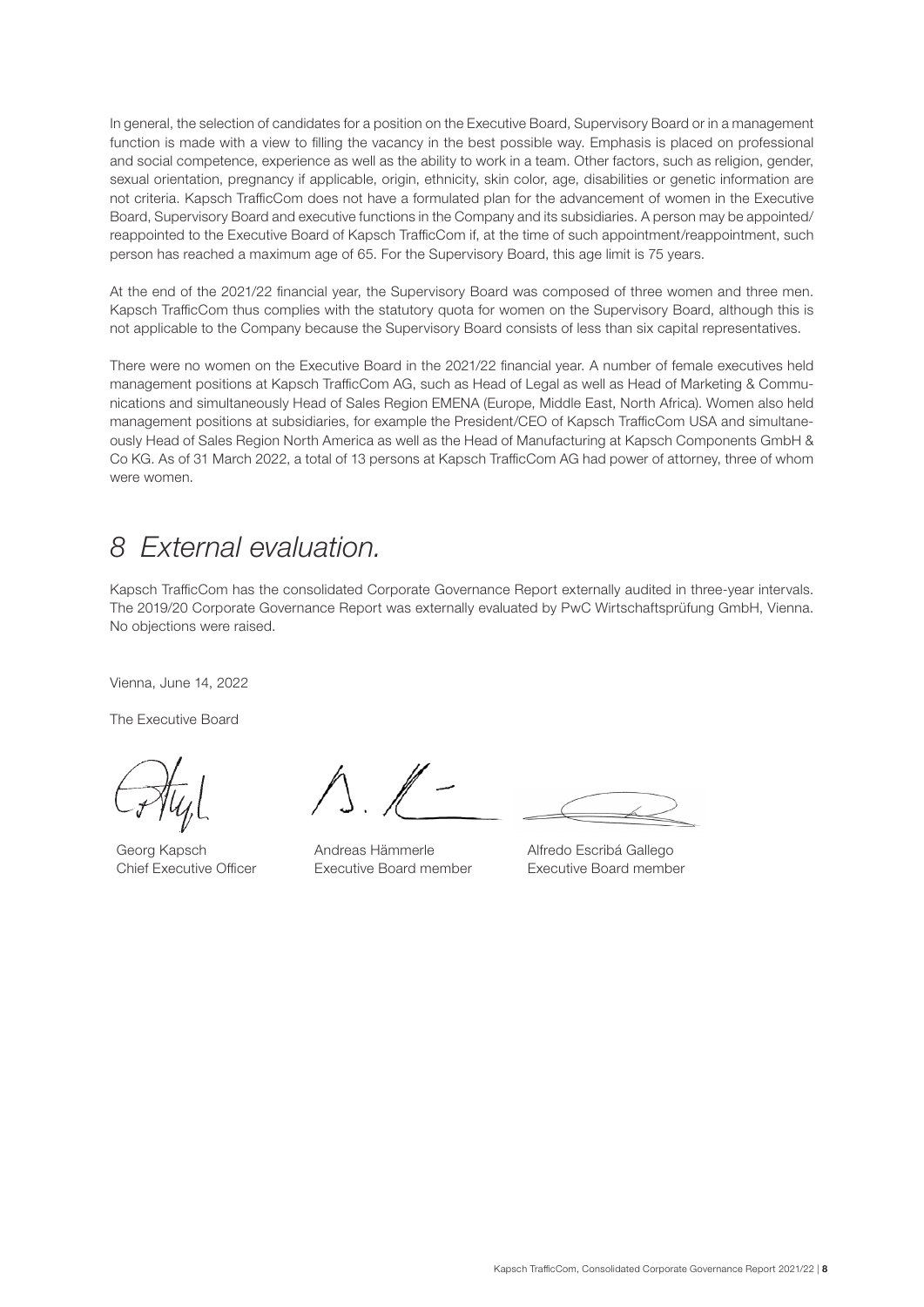In general, the selection of candidates for a position on the Executive Board, Supervisory Board or in a management function is made with a view to filling the vacancy in the best possible way. Emphasis is placed on professional and social competence, experience as well as the ability to work in a team. Other factors, such as religion, gender, sexual orientation, pregnancy if applicable, origin, ethnicity, skin color, age, disabilities or genetic information are not criteria. Kapsch TrafficCom does not have a formulated plan for the advancement of women in the Executive Board, Supervisory Board and executive functions in the Company and its subsidiaries. A person may be appointed/reappointed to the Executive Board of Kapsch TrafficCom if, at the time of such appointment/reappointment, such person has reached a maximum age of 65. For the Supervisory Board, this age limit is 75 years.

At the end of the 2021/22 financial year, the Supervisory Board was composed of three women and three men. Kapsch TrafficCom thus complies with the statutory quota for women on the Supervisory Board, although this is not applicable to the Company because the Supervisory Board consists of less than six capital representatives.

There were no women on the Executive Board in the 2021/22 financial year. A number of female executives held management positions at Kapsch TrafficCom AG, such as Head of Legal as well as Head of Marketing & Communications and simultaneously Head of Sales Region EMENA (Europe, Middle East, North Africa). Women also held management positions at subsidiaries, for example the President/CEO of Kapsch TrafficCom USA and simultaneously Head of Sales Region North America as well as the Head of Manufacturing at Kapsch Components GmbH & Co KG. As of 31 March 2022, a total of 13 persons at Kapsch TrafficCom AG had power of attorney, three of whom were women.

# *8 External evaluation.*

Kapsch TrafficCom has the consolidated Corporate Governance Report externally audited in three-year intervals. The 2019/20 Corporate Governance Report was externally evaluated by PwC Wirtschaftsprüfung GmbH, Vienna. No objections were raised.

Vienna, June 14, 2022

The Executive Board

Georg Kapsch
Chief Executive Officer

Andreas Hämmerle
Executive Board member

Alfredo Escribá Gallego
Executive Board member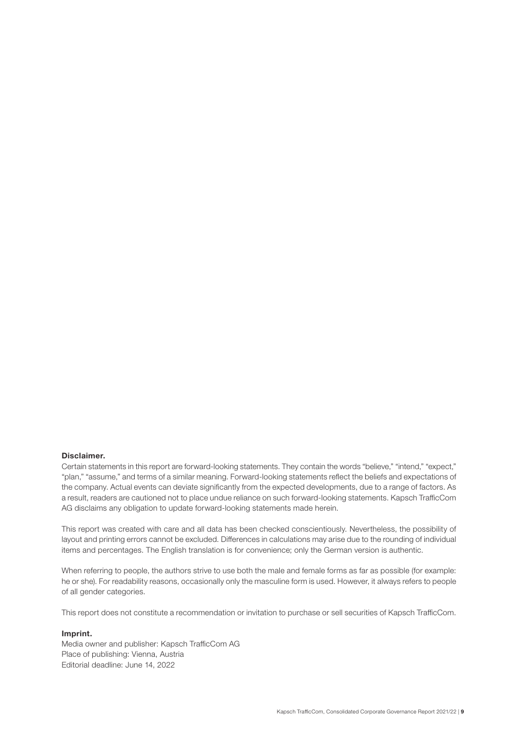**Disclaimer.**

Certain statements in this report are forward-looking statements. They contain the words "believe," "intend," "expect," "plan," "assume," and terms of a similar meaning. Forward-looking statements reflect the beliefs and expectations of the company. Actual events can deviate significantly from the expected developments, due to a range of factors. As a result, readers are cautioned not to place undue reliance on such forward-looking statements. Kapsch TrafficCom AG disclaims any obligation to update forward-looking statements made herein.

This report was created with care and all data has been checked conscientiously. Nevertheless, the possibility of layout and printing errors cannot be excluded. Differences in calculations may arise due to the rounding of individual items and percentages. The English translation is for convenience; only the German version is authentic.

When referring to people, the authors strive to use both the male and female forms as far as possible (for example: he or she). For readability reasons, occasionally only the masculine form is used. However, it always refers to people of all gender categories.

This report does not constitute a recommendation or invitation to purchase or sell securities of Kapsch TrafficCom.

**Imprint.**

Media owner and publisher: Kapsch TrafficCom AG
Place of publishing: Vienna, Austria
Editorial deadline: June 14, 2022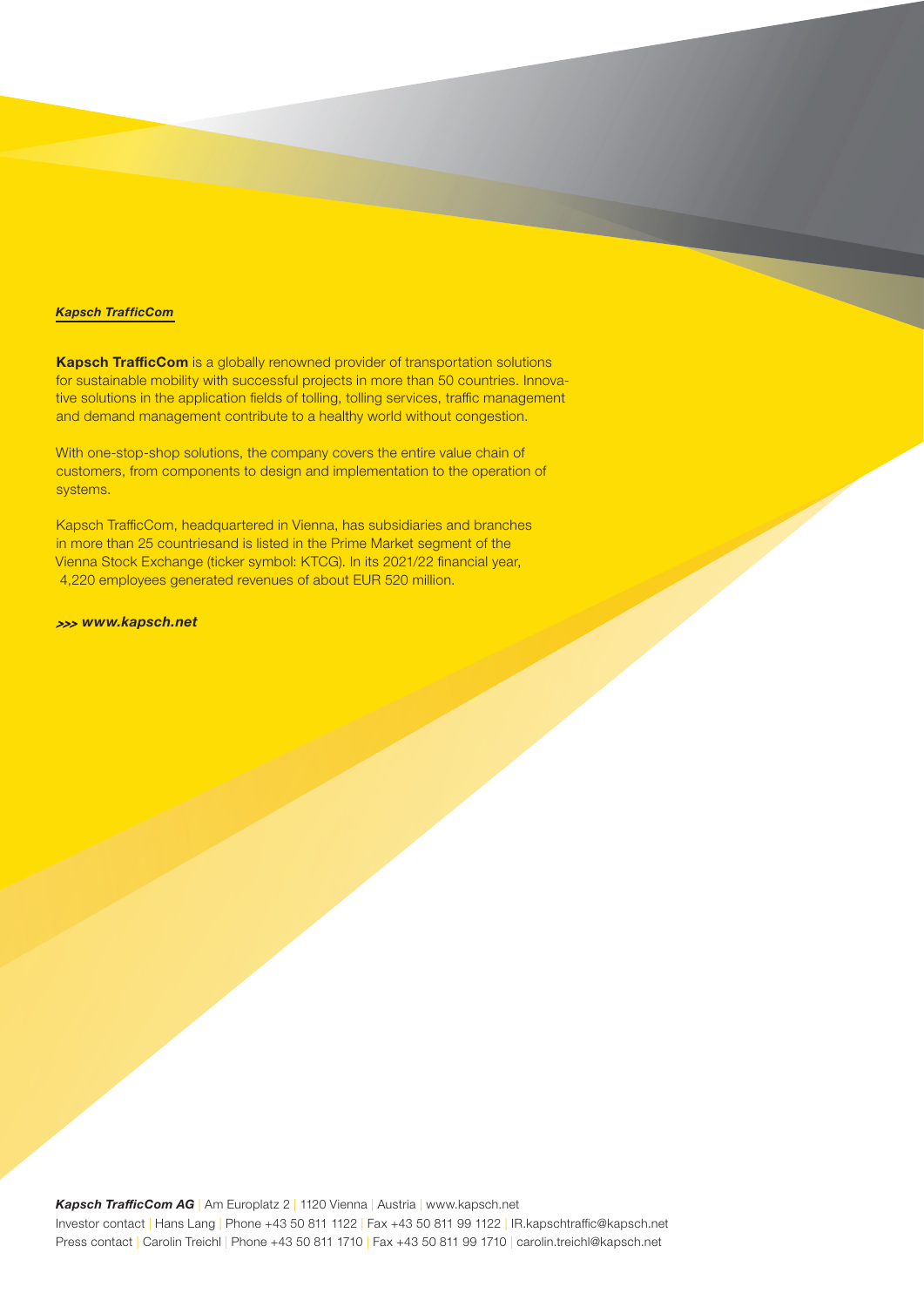*Kapsch TrafficCom*

**Kapsch TrafficCom** is a globally renowned provider of transportation solutions for sustainable mobility with successful projects in more than 50 countries. Innovative solutions in the application fields of tolling, tolling services, traffic management and demand management contribute to a healthy world without congestion.

With one-stop-shop solutions, the company covers the entire value chain of customers, from components to design and implementation to the operation of systems.

Kapsch TrafficCom, headquartered in Vienna, has subsidiaries and branches in more than 25 countriesand is listed in the Prime Market segment of the Vienna Stock Exchange (ticker symbol: KTCG). In its 2021/22 financial year, 4,220 employees generated revenues of about EUR 520 million.

*>>> **www.kapsch.net***

***Kapsch TrafficCom AG*** | Am Europlatz 2 | 1120 Vienna | Austria | www.kapsch.net
Investor contact | Hans Lang | Phone +43 50 811 1122 | Fax +43 50 811 99 1122 | IR.kapschtraffic@kapsch.net
Press contact | Carolin Treichl | Phone +43 50 811 1710 | Fax +43 50 811 99 1710 | carolin.treichl@kapsch.net